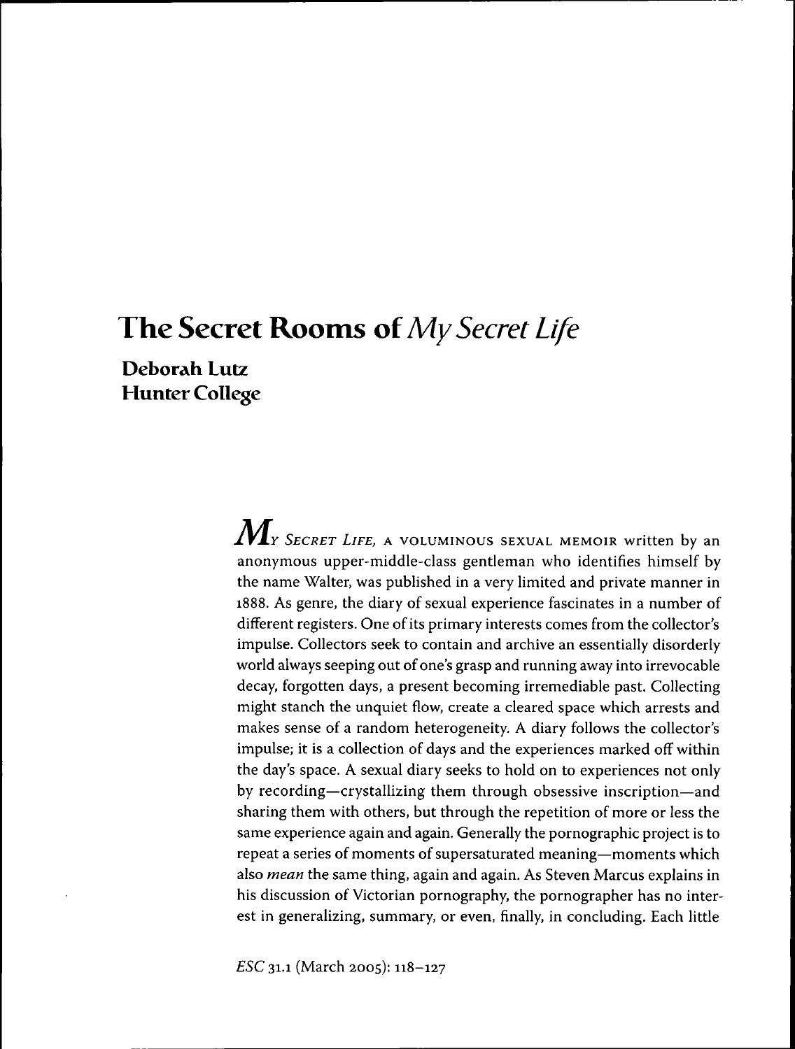# The Secret Rooms of *My Secret Life*

**Deborah Lutz**
**Hunter College**

*My Secret Life*, A VOLUMINOUS SEXUAL MEMOIR written by an anonymous upper-middle-class gentleman who identifies himself by the name Walter, was published in a very limited and private manner in 1888. As genre, the diary of sexual experience fascinates in a number of different registers. One of its primary interests comes from the collector's impulse. Collectors seek to contain and archive an essentially disorderly world always seeping out of one's grasp and running away into irrevocable decay, forgotten days, a present becoming irremediable past. Collecting might stanch the unquiet flow, create a cleared space which arrests and makes sense of a random heterogeneity. A diary follows the collector's impulse; it is a collection of days and the experiences marked off within the day's space. A sexual diary seeks to hold on to experiences not only by recording—crystallizing them through obsessive inscription—and sharing them with others, but through the repetition of more or less the same experience again and again. Generally the pornographic project is to repeat a series of moments of supersaturated meaning—moments which also *mean* the same thing, again and again. As Steven Marcus explains in his discussion of Victorian pornography, the pornographer has no interest in generalizing, summary, or even, finally, in concluding. Each little

*ESC* 31.1 (March 2005): 118–127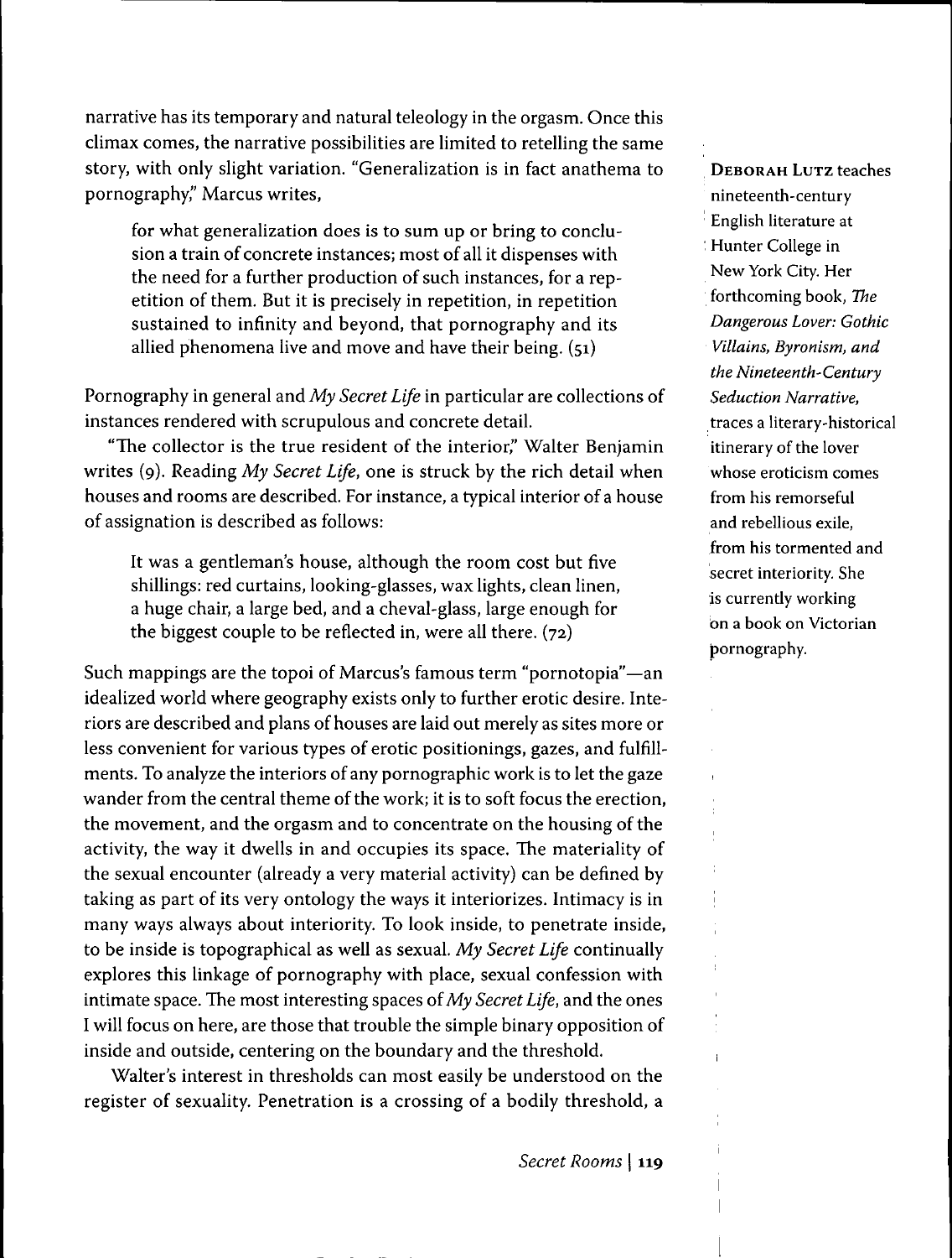narrative has its temporary and natural teleology in the orgasm. Once this climax comes, the narrative possibilities are limited to retelling the same story, with only slight variation. "Generalization is in fact anathema to pornography," Marcus writes,

> for what generalization does is to sum up or bring to conclusion a train of concrete instances; most of all it dispenses with the need for a further production of such instances, for a repetition of them. But it is precisely in repetition, in repetition sustained to infinity and beyond, that pornography and its allied phenomena live and move and have their being. (51)

Pornography in general and *My Secret Life* in particular are collections of instances rendered with scrupulous and concrete detail.

"The collector is the true resident of the interior," Walter Benjamin writes (9). Reading *My Secret Life*, one is struck by the rich detail when houses and rooms are described. For instance, a typical interior of a house of assignation is described as follows:

> It was a gentleman's house, although the room cost but five shillings: red curtains, looking-glasses, wax lights, clean linen, a huge chair, a large bed, and a cheval-glass, large enough for the biggest couple to be reflected in, were all there. (72)

Such mappings are the topoi of Marcus's famous term "pornotopia"—an idealized world where geography exists only to further erotic desire. Interiors are described and plans of houses are laid out merely as sites more or less convenient for various types of erotic positionings, gazes, and fulfillments. To analyze the interiors of any pornographic work is to let the gaze wander from the central theme of the work; it is to soft focus the erection, the movement, and the orgasm and to concentrate on the housing of the activity, the way it dwells in and occupies its space. The materiality of the sexual encounter (already a very material activity) can be defined by taking as part of its very ontology the ways it interiorizes. Intimacy is in many ways always about interiority. To look inside, to penetrate inside, to be inside is topographical as well as sexual. *My Secret Life* continually explores this linkage of pornography with place, sexual confession with intimate space. The most interesting spaces of *My Secret Life*, and the ones I will focus on here, are those that trouble the simple binary opposition of inside and outside, centering on the boundary and the threshold.

Walter's interest in thresholds can most easily be understood on the register of sexuality. Penetration is a crossing of a bodily threshold, a

**Deborah Lutz** teaches nineteenth-century English literature at Hunter College in New York City. Her forthcoming book, *The Dangerous Lover: Gothic Villains, Byronism, and the Nineteenth-Century Seduction Narrative*, traces a literary-historical itinerary of the lover whose eroticism comes from his remorseful and rebellious exile, from his tormented and secret interiority. She is currently working on a book on Victorian pornography.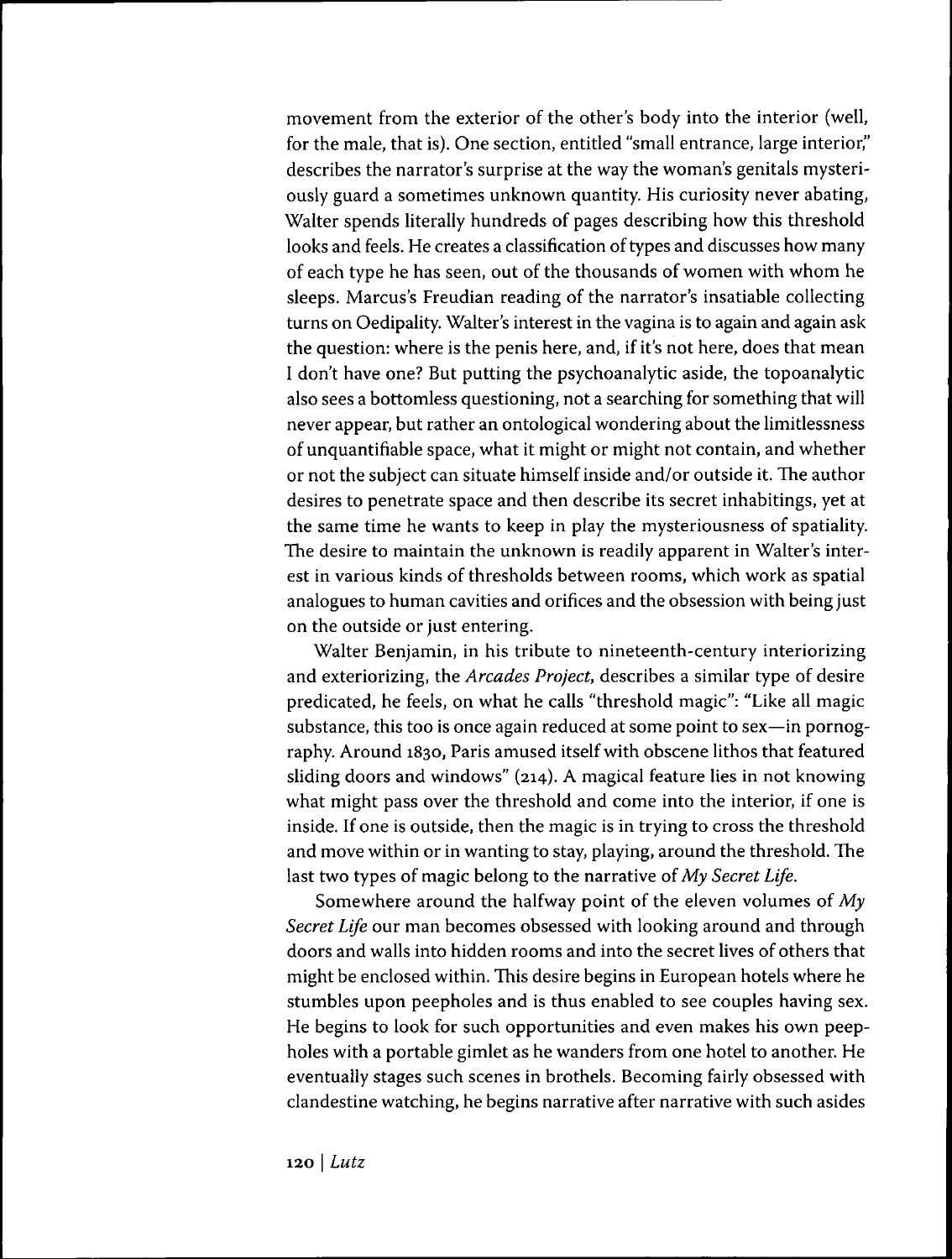movement from the exterior of the other's body into the interior (well, for the male, that is). One section, entitled "small entrance, large interior," describes the narrator's surprise at the way the woman's genitals mysteriously guard a sometimes unknown quantity. His curiosity never abating, Walter spends literally hundreds of pages describing how this threshold looks and feels. He creates a classification of types and discusses how many of each type he has seen, out of the thousands of women with whom he sleeps. Marcus's Freudian reading of the narrator's insatiable collecting turns on Oedipality. Walter's interest in the vagina is to again and again ask the question: where is the penis here, and, if it's not here, does that mean I don't have one? But putting the psychoanalytic aside, the topoanalytic also sees a bottomless questioning, not a searching for something that will never appear, but rather an ontological wondering about the limitlessness of unquantifiable space, what it might or might not contain, and whether or not the subject can situate himself inside and/or outside it. The author desires to penetrate space and then describe its secret inhabitings, yet at the same time he wants to keep in play the mysteriousness of spatiality. The desire to maintain the unknown is readily apparent in Walter's interest in various kinds of thresholds between rooms, which work as spatial analogues to human cavities and orifices and the obsession with being just on the outside or just entering.

Walter Benjamin, in his tribute to nineteenth-century interiorizing and exteriorizing, the *Arcades Project*, describes a similar type of desire predicated, he feels, on what he calls "threshold magic": "Like all magic substance, this too is once again reduced at some point to sex—in pornography. Around 1830, Paris amused itself with obscene lithos that featured sliding doors and windows" (214). A magical feature lies in not knowing what might pass over the threshold and come into the interior, if one is inside. If one is outside, then the magic is in trying to cross the threshold and move within or in wanting to stay, playing, around the threshold. The last two types of magic belong to the narrative of *My Secret Life*.

Somewhere around the halfway point of the eleven volumes of *My Secret Life* our man becomes obsessed with looking around and through doors and walls into hidden rooms and into the secret lives of others that might be enclosed within. This desire begins in European hotels where he stumbles upon peepholes and is thus enabled to see couples having sex. He begins to look for such opportunities and even makes his own peepholes with a portable gimlet as he wanders from one hotel to another. He eventually stages such scenes in brothels. Becoming fairly obsessed with clandestine watching, he begins narrative after narrative with such asides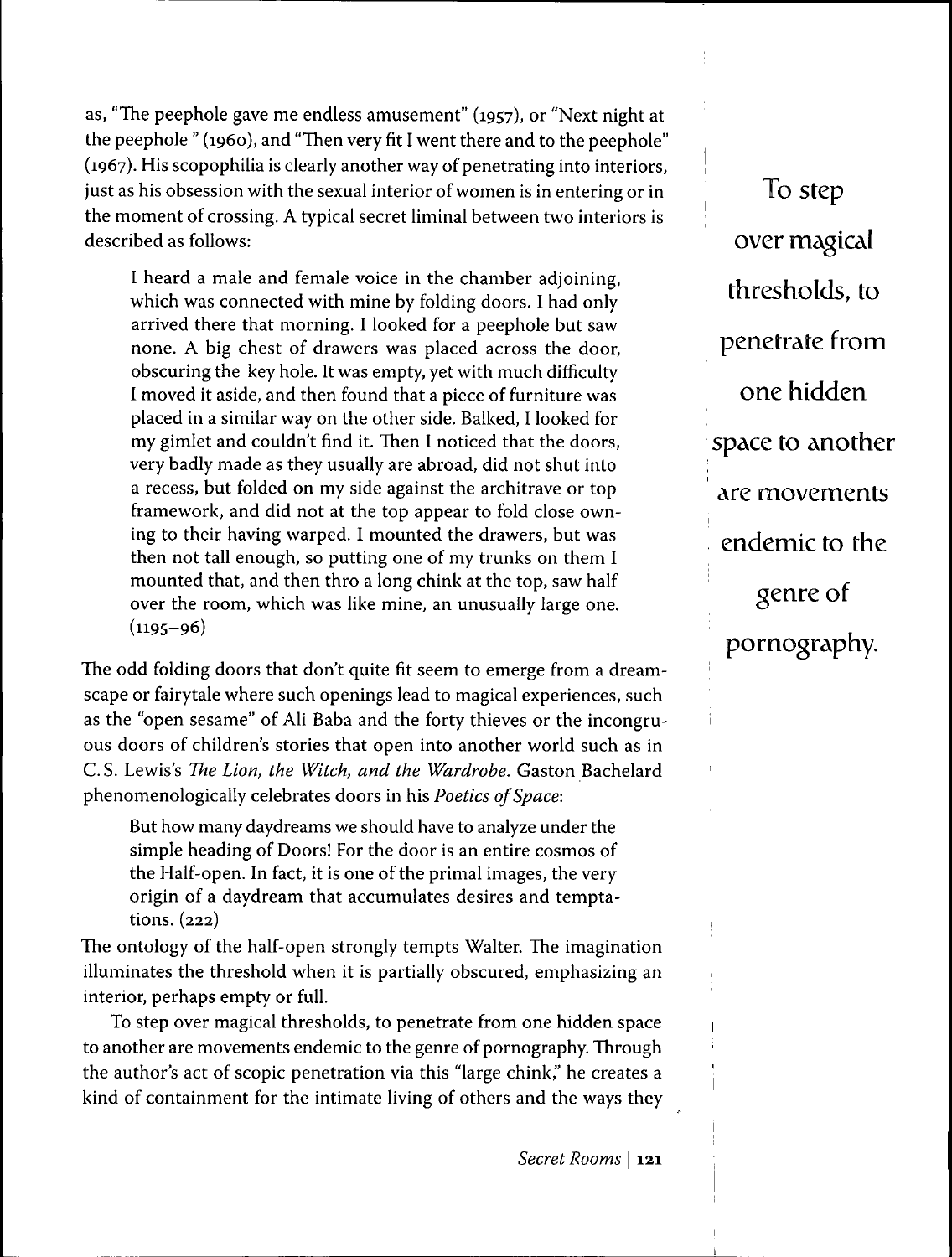as, "The peephole gave me endless amusement" (1957), or "Next night at the peephole " (1960), and "Then very fit I went there and to the peephole" (1967). His scopophilia is clearly another way of penetrating into interiors, just as his obsession with the sexual interior of women is in entering or in the moment of crossing. A typical secret liminal between two interiors is described as follows:

> I heard a male and female voice in the chamber adjoining, which was connected with mine by folding doors. I had only arrived there that morning. I looked for a peephole but saw none. A big chest of drawers was placed across the door, obscuring the key hole. It was empty, yet with much difficulty I moved it aside, and then found that a piece of furniture was placed in a similar way on the other side. Balked, I looked for my gimlet and couldn't find it. Then I noticed that the doors, very badly made as they usually are abroad, did not shut into a recess, but folded on my side against the architrave or top framework, and did not at the top appear to fold close owning to their having warped. I mounted the drawers, but was then not tall enough, so putting one of my trunks on them I mounted that, and then thro a long chink at the top, saw half over the room, which was like mine, an unusually large one. (1195–96)

The odd folding doors that don't quite fit seem to emerge from a dreamscape or fairytale where such openings lead to magical experiences, such as the "open sesame" of Ali Baba and the forty thieves or the incongruous doors of children's stories that open into another world such as in C.S. Lewis's *The Lion, the Witch, and the Wardrobe.* Gaston Bachelard phenomenologically celebrates doors in his *Poetics of Space*:

> But how many daydreams we should have to analyze under the simple heading of Doors! For the door is an entire cosmos of the Half-open. In fact, it is one of the primal images, the very origin of a daydream that accumulates desires and temptations. (222)

The ontology of the half-open strongly tempts Walter. The imagination illuminates the threshold when it is partially obscured, emphasizing an interior, perhaps empty or full.

> To step over magical thresholds, to penetrate from one hidden space to another are movements endemic to the genre of pornography.

To step over magical thresholds, to penetrate from one hidden space to another are movements endemic to the genre of pornography. Through the author's act of scopic penetration via this "large chink," he creates a kind of containment for the intimate living of others and the ways they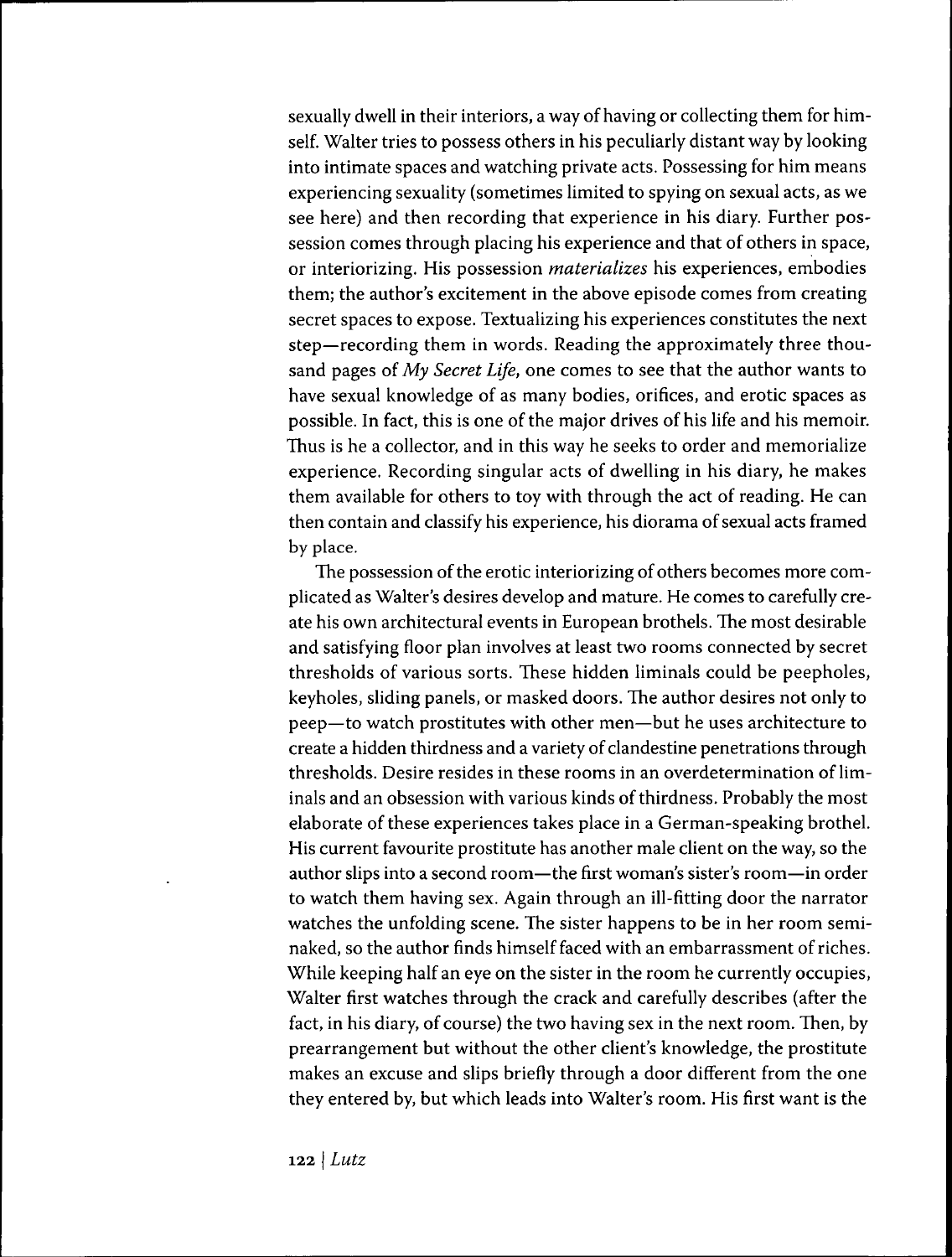sexually dwell in their interiors, a way of having or collecting them for himself. Walter tries to possess others in his peculiarly distant way by looking into intimate spaces and watching private acts. Possessing for him means experiencing sexuality (sometimes limited to spying on sexual acts, as we see here) and then recording that experience in his diary. Further possession comes through placing his experience and that of others in space, or interiorizing. His possession *materializes* his experiences, embodies them; the author's excitement in the above episode comes from creating secret spaces to expose. Textualizing his experiences constitutes the next step—recording them in words. Reading the approximately three thousand pages of *My Secret Life*, one comes to see that the author wants to have sexual knowledge of as many bodies, orifices, and erotic spaces as possible. In fact, this is one of the major drives of his life and his memoir. Thus is he a collector, and in this way he seeks to order and memorialize experience. Recording singular acts of dwelling in his diary, he makes them available for others to toy with through the act of reading. He can then contain and classify his experience, his diorama of sexual acts framed by place.

The possession of the erotic interiorizing of others becomes more complicated as Walter's desires develop and mature. He comes to carefully create his own architectural events in European brothels. The most desirable and satisfying floor plan involves at least two rooms connected by secret thresholds of various sorts. These hidden liminals could be peepholes, keyholes, sliding panels, or masked doors. The author desires not only to peep—to watch prostitutes with other men—but he uses architecture to create a hidden thirdness and a variety of clandestine penetrations through thresholds. Desire resides in these rooms in an overdetermination of liminals and an obsession with various kinds of thirdness. Probably the most elaborate of these experiences takes place in a German-speaking brothel. His current favourite prostitute has another male client on the way, so the author slips into a second room—the first woman's sister's room—in order to watch them having sex. Again through an ill-fitting door the narrator watches the unfolding scene. The sister happens to be in her room semi-naked, so the author finds himself faced with an embarrassment of riches. While keeping half an eye on the sister in the room he currently occupies, Walter first watches through the crack and carefully describes (after the fact, in his diary, of course) the two having sex in the next room. Then, by prearrangement but without the other client's knowledge, the prostitute makes an excuse and slips briefly through a door different from the one they entered by, but which leads into Walter's room. His first want is the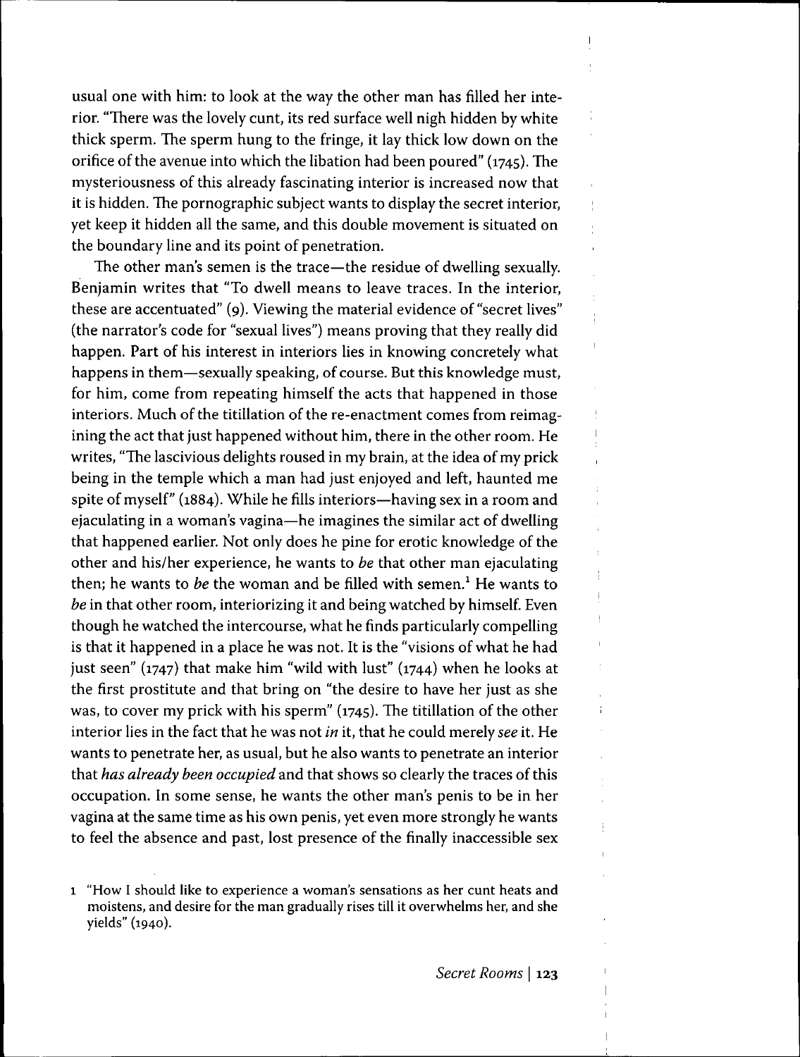usual one with him: to look at the way the other man has filled her interior. "There was the lovely cunt, its red surface well nigh hidden by white thick sperm. The sperm hung to the fringe, it lay thick low down on the orifice of the avenue into which the libation had been poured" (1745). The mysteriousness of this already fascinating interior is increased now that it is hidden. The pornographic subject wants to display the secret interior, yet keep it hidden all the same, and this double movement is situated on the boundary line and its point of penetration.

The other man's semen is the trace—the residue of dwelling sexually. Benjamin writes that "To dwell means to leave traces. In the interior, these are accentuated" (9). Viewing the material evidence of "secret lives" (the narrator's code for "sexual lives") means proving that they really did happen. Part of his interest in interiors lies in knowing concretely what happens in them—sexually speaking, of course. But this knowledge must, for him, come from repeating himself the acts that happened in those interiors. Much of the titillation of the re-enactment comes from reimagining the act that just happened without him, there in the other room. He writes, "The lascivious delights roused in my brain, at the idea of my prick being in the temple which a man had just enjoyed and left, haunted me spite of myself" (1884). While he fills interiors—having sex in a room and ejaculating in a woman's vagina—he imagines the similar act of dwelling that happened earlier. Not only does he pine for erotic knowledge of the other and his/her experience, he wants to *be* that other man ejaculating then; he wants to *be* the woman and be filled with semen.[1] He wants to *be* in that other room, interiorizing it and being watched by himself. Even though he watched the intercourse, what he finds particularly compelling is that it happened in a place he was not. It is the "visions of what he had just seen" (1747) that make him "wild with lust" (1744) when he looks at the first prostitute and that bring on "the desire to have her just as she was, to cover my prick with his sperm" (1745). The titillation of the other interior lies in the fact that he was not *in* it, that he could merely *see* it. He wants to penetrate her, as usual, but he also wants to penetrate an interior that *has already been occupied* and that shows so clearly the traces of this occupation. In some sense, he wants the other man's penis to be in her vagina at the same time as his own penis, yet even more strongly he wants to feel the absence and past, lost presence of the finally inaccessible sex

1 "How I should like to experience a woman's sensations as her cunt heats and moistens, and desire for the man gradually rises till it overwhelms her, and she yields" (1940).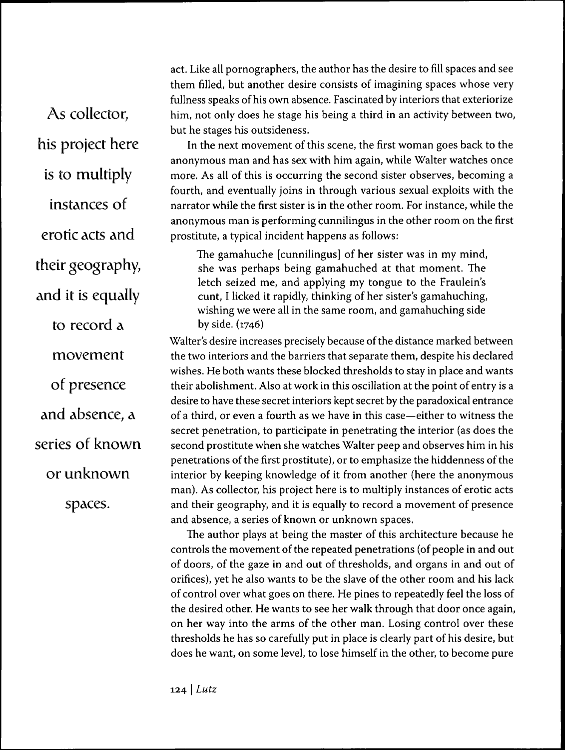act. Like all pornographers, the author has the desire to fill spaces and see them filled, but another desire consists of imagining spaces whose very fullness speaks of his own absence. Fascinated by interiors that exteriorize him, not only does he stage his being a third in an activity between two, but he stages his outsideness.

As collector, his project here is to multiply instances of erotic acts and their geography, and it is equally to record a movement of presence and absence, a series of known or unknown spaces.

In the next movement of this scene, the first woman goes back to the anonymous man and has sex with him again, while Walter watches once more. As all of this is occurring the second sister observes, becoming a fourth, and eventually joins in through various sexual exploits with the narrator while the first sister is in the other room. For instance, while the anonymous man is performing cunnilingus in the other room on the first prostitute, a typical incident happens as follows:

> The gamahuche [cunnilingus] of her sister was in my mind, she was perhaps being gamahuched at that moment. The letch seized me, and applying my tongue to the Fraulein's cunt, I licked it rapidly, thinking of her sister's gamahuching, wishing we were all in the same room, and gamahuching side by side. (1746)

Walter's desire increases precisely because of the distance marked between the two interiors and the barriers that separate them, despite his declared wishes. He both wants these blocked thresholds to stay in place and wants their abolishment. Also at work in this oscillation at the point of entry is a desire to have these secret interiors kept secret by the paradoxical entrance of a third, or even a fourth as we have in this case—either to witness the secret penetration, to participate in penetrating the interior (as does the second prostitute when she watches Walter peep and observes him in his penetrations of the first prostitute), or to emphasize the hiddenness of the interior by keeping knowledge of it from another (here the anonymous man). As collector, his project here is to multiply instances of erotic acts and their geography, and it is equally to record a movement of presence and absence, a series of known or unknown spaces.

The author plays at being the master of this architecture because he controls the movement of the repeated penetrations (of people in and out of doors, of the gaze in and out of thresholds, and organs in and out of orifices), yet he also wants to be the slave of the other room and his lack of control over what goes on there. He pines to repeatedly feel the loss of the desired other. He wants to see her walk through that door once again, on her way into the arms of the other man. Losing control over these thresholds he has so carefully put in place is clearly part of his desire, but does he want, on some level, to lose himself in the other, to become pure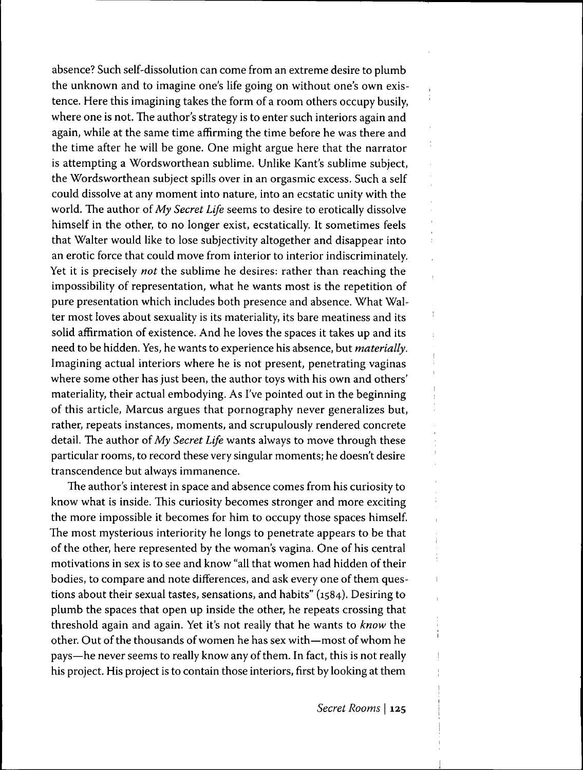absence? Such self-dissolution can come from an extreme desire to plumb the unknown and to imagine one's life going on without one's own existence. Here this imagining takes the form of a room others occupy busily, where one is not. The author's strategy is to enter such interiors again and again, while at the same time affirming the time before he was there and the time after he will be gone. One might argue here that the narrator is attempting a Wordsworthean sublime. Unlike Kant's sublime subject, the Wordsworthean subject spills over in an orgasmic excess. Such a self could dissolve at any moment into nature, into an ecstatic unity with the world. The author of *My Secret Life* seems to desire to erotically dissolve himself in the other, to no longer exist, ecstatically. It sometimes feels that Walter would like to lose subjectivity altogether and disappear into an erotic force that could move from interior to interior indiscriminately. Yet it is precisely *not* the sublime he desires: rather than reaching the impossibility of representation, what he wants most is the repetition of pure presentation which includes both presence and absence. What Walter most loves about sexuality is its materiality, its bare meatiness and its solid affirmation of existence. And he loves the spaces it takes up and its need to be hidden. Yes, he wants to experience his absence, but *materially*. Imagining actual interiors where he is not present, penetrating vaginas where some other has just been, the author toys with his own and others' materiality, their actual embodying. As I've pointed out in the beginning of this article, Marcus argues that pornography never generalizes but, rather, repeats instances, moments, and scrupulously rendered concrete detail. The author of *My Secret Life* wants always to move through these particular rooms, to record these very singular moments; he doesn't desire transcendence but always immanence.

The author's interest in space and absence comes from his curiosity to know what is inside. This curiosity becomes stronger and more exciting the more impossible it becomes for him to occupy those spaces himself. The most mysterious interiority he longs to penetrate appears to be that of the other, here represented by the woman's vagina. One of his central motivations in sex is to see and know "all that women had hidden of their bodies, to compare and note differences, and ask every one of them questions about their sexual tastes, sensations, and habits" (1584). Desiring to plumb the spaces that open up inside the other, he repeats crossing that threshold again and again. Yet it's not really that he wants to *know* the other. Out of the thousands of women he has sex with—most of whom he pays—he never seems to really know any of them. In fact, this is not really his project. His project is to contain those interiors, first by looking at them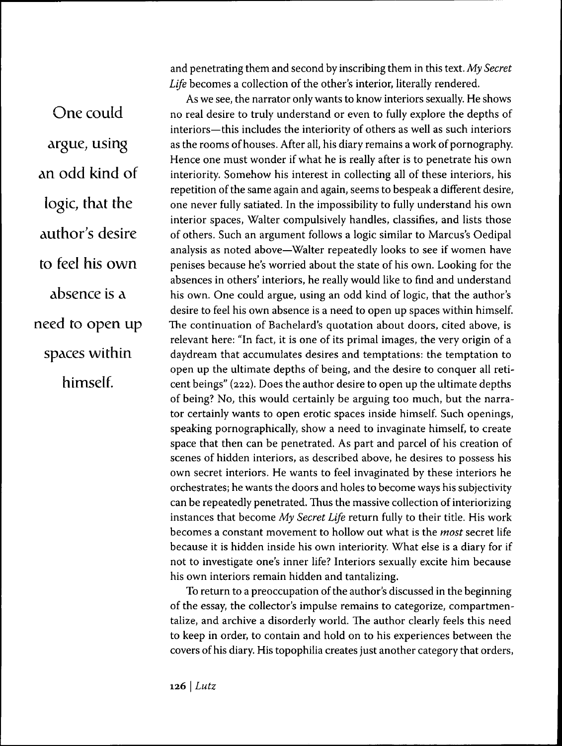and penetrating them and second by inscribing them in this text. *My Secret Life* becomes a collection of the other's interior, literally rendered.

> One could argue, using an odd kind of logic, that the author's desire to feel his own absence is a need to open up spaces within himself.

As we see, the narrator only wants to know interiors sexually. He shows no real desire to truly understand or even to fully explore the depths of interiors—this includes the interiority of others as well as such interiors as the rooms of houses. After all, his diary remains a work of pornography. Hence one must wonder if what he is really after is to penetrate his own interiority. Somehow his interest in collecting all of these interiors, his repetition of the same again and again, seems to bespeak a different desire, one never fully satiated. In the impossibility to fully understand his own interior spaces, Walter compulsively handles, classifies, and lists those of others. Such an argument follows a logic similar to Marcus's Oedipal analysis as noted above—Walter repeatedly looks to see if women have penises because he's worried about the state of his own. Looking for the absences in others' interiors, he really would like to find and understand his own. One could argue, using an odd kind of logic, that the author's desire to feel his own absence is a need to open up spaces within himself. The continuation of Bachelard's quotation about doors, cited above, is relevant here: "In fact, it is one of its primal images, the very origin of a daydream that accumulates desires and temptations: the temptation to open up the ultimate depths of being, and the desire to conquer all reticent beings" (222). Does the author desire to open up the ultimate depths of being? No, this would certainly be arguing too much, but the narrator certainly wants to open erotic spaces inside himself. Such openings, speaking pornographically, show a need to invaginate himself, to create space that then can be penetrated. As part and parcel of his creation of scenes of hidden interiors, as described above, he desires to possess his own secret interiors. He wants to feel invaginated by these interiors he orchestrates; he wants the doors and holes to become ways his subjectivity can be repeatedly penetrated. Thus the massive collection of interiorizing instances that become *My Secret Life* return fully to their title. His work becomes a constant movement to hollow out what is the *most* secret life because it is hidden inside his own interiority. What else is a diary for if not to investigate one's inner life? Interiors sexually excite him because his own interiors remain hidden and tantalizing.

To return to a preoccupation of the author's discussed in the beginning of the essay, the collector's impulse remains to categorize, compartmentalize, and archive a disorderly world. The author clearly feels this need to keep in order, to contain and hold on to his experiences between the covers of his diary. His topophilia creates just another category that orders,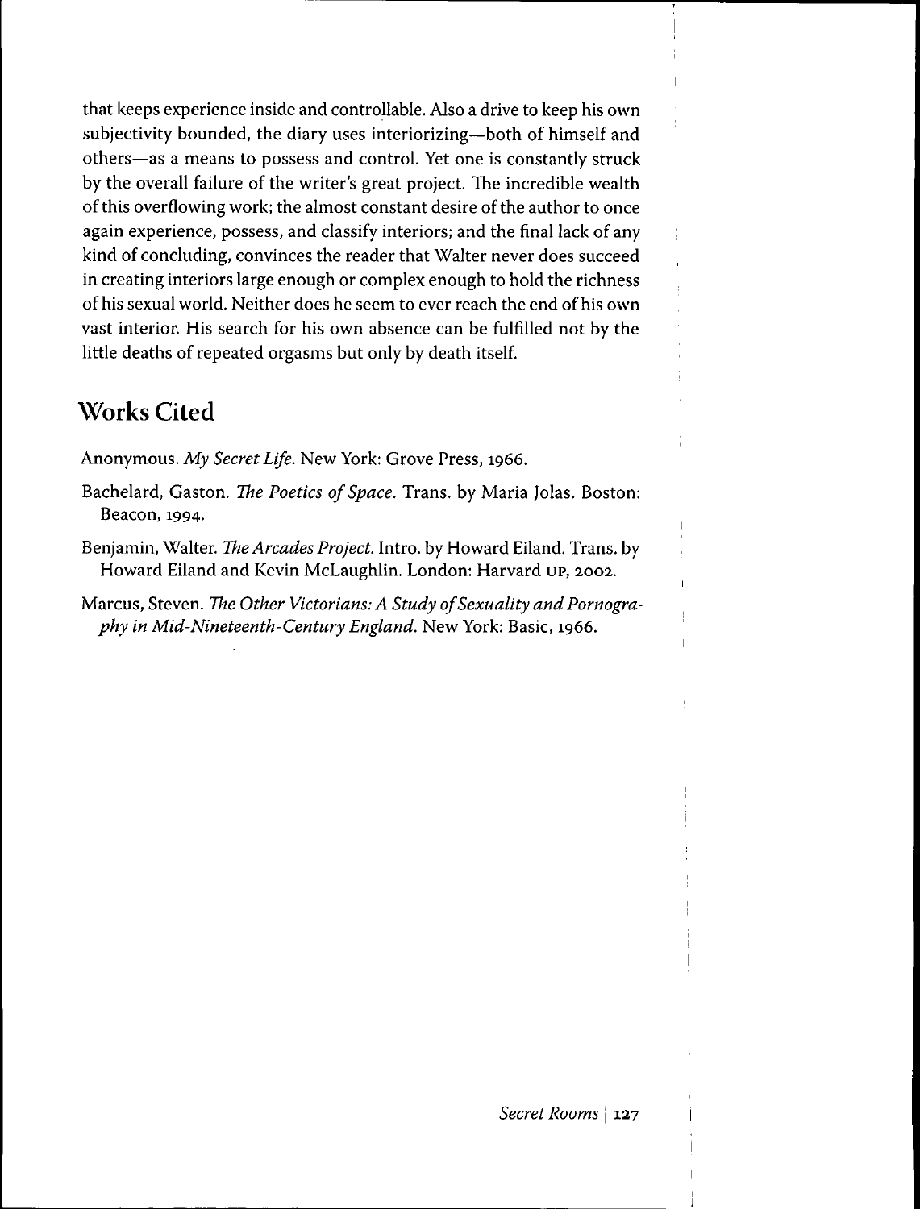that keeps experience inside and controllable. Also a drive to keep his own subjectivity bounded, the diary uses interiorizing—both of himself and others—as a means to possess and control. Yet one is constantly struck by the overall failure of the writer's great project. The incredible wealth of this overflowing work; the almost constant desire of the author to once again experience, possess, and classify interiors; and the final lack of any kind of concluding, convinces the reader that Walter never does succeed in creating interiors large enough or complex enough to hold the richness of his sexual world. Neither does he seem to ever reach the end of his own vast interior. His search for his own absence can be fulfilled not by the little deaths of repeated orgasms but only by death itself.

## Works Cited

Anonymous. *My Secret Life*. New York: Grove Press, 1966.

Bachelard, Gaston. *The Poetics of Space*. Trans. by Maria Jolas. Boston: Beacon, 1994.

Benjamin, Walter. *The Arcades Project*. Intro. by Howard Eiland. Trans. by Howard Eiland and Kevin McLaughlin. London: Harvard UP, 2002.

Marcus, Steven. *The Other Victorians: A Study of Sexuality and Pornography in Mid-Nineteenth-Century England*. New York: Basic, 1966.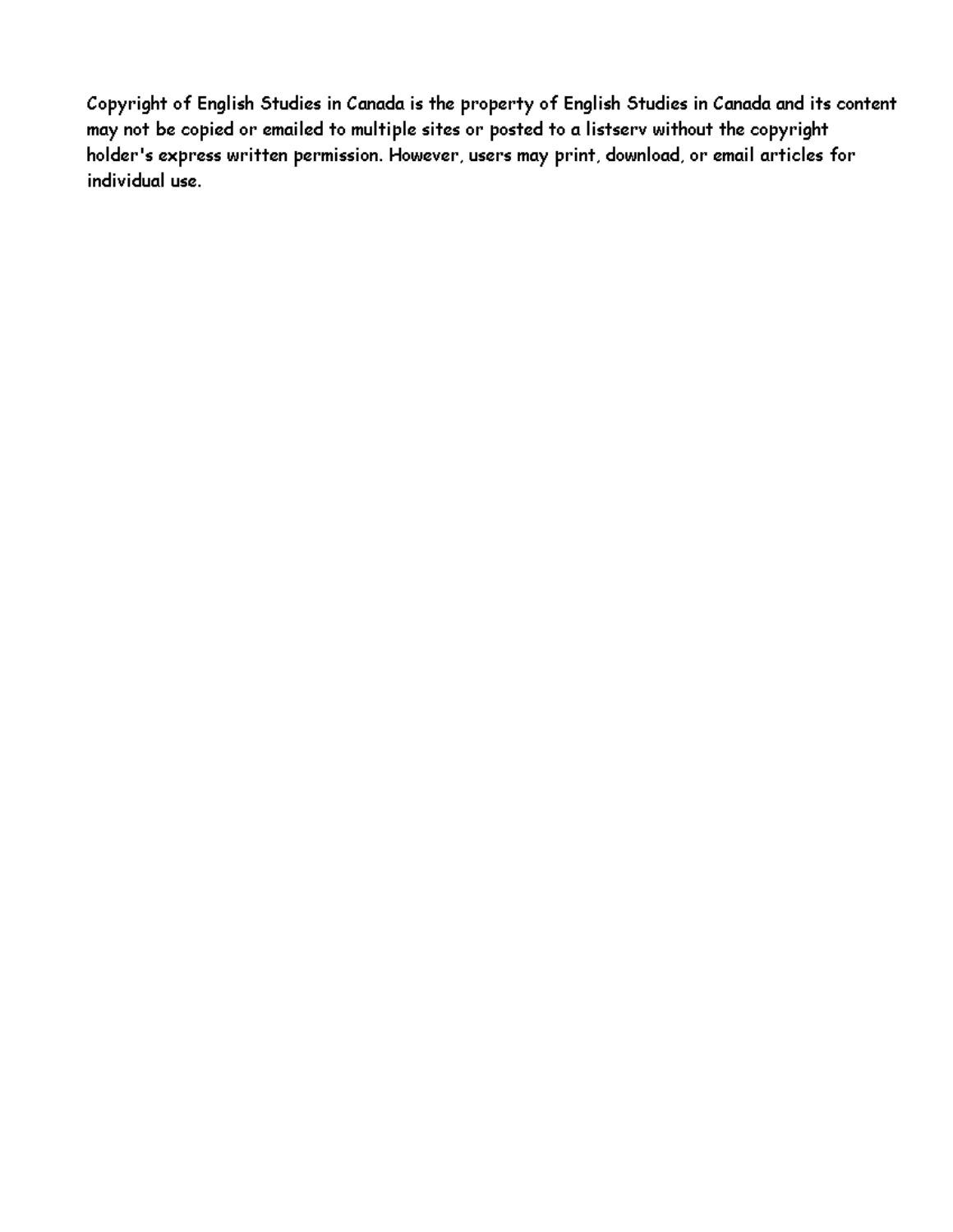Copyright of English Studies in Canada is the property of English Studies in Canada and its content may not be copied or emailed to multiple sites or posted to a listserv without the copyright holder's express written permission. However, users may print, download, or email articles for individual use.